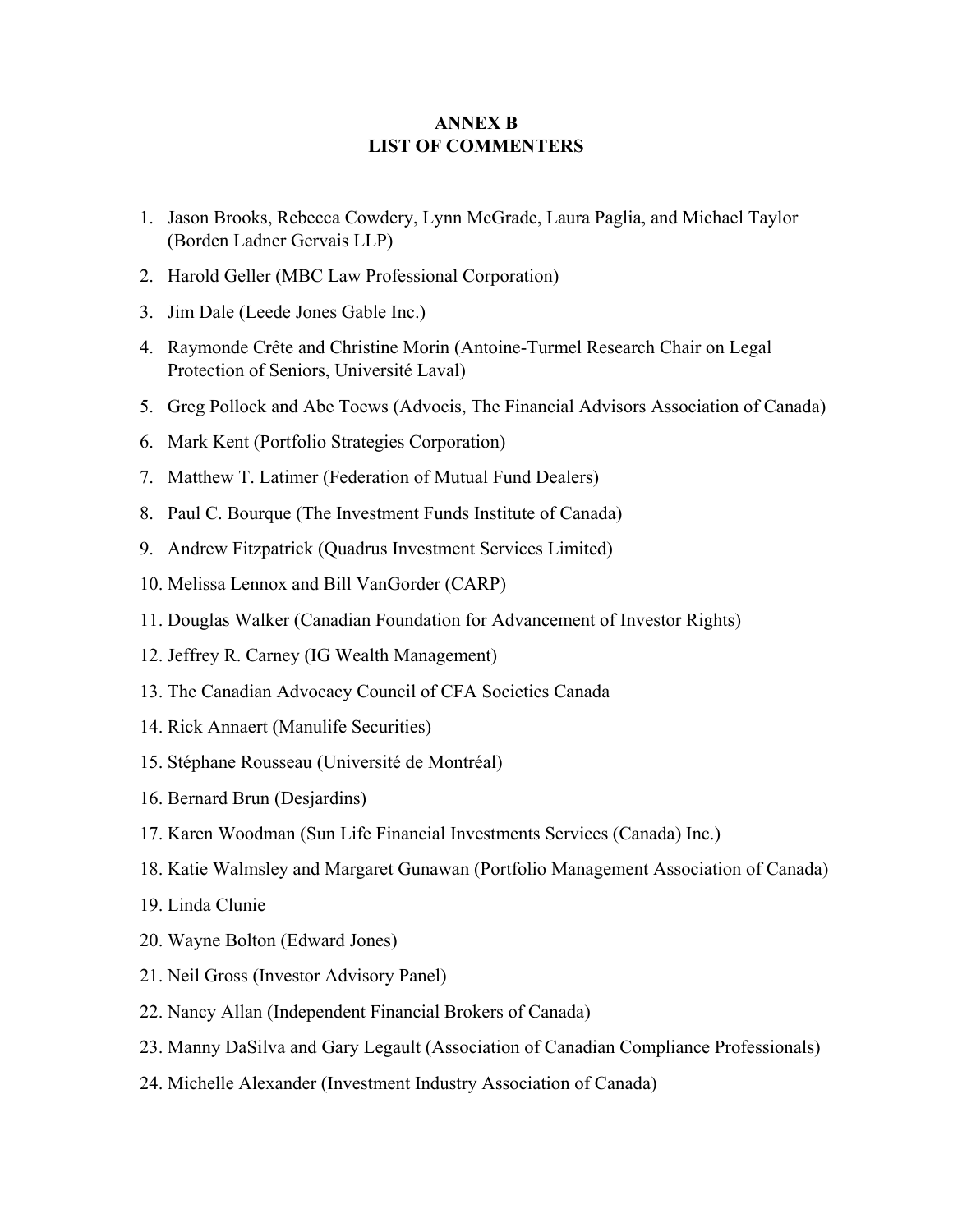# ANNEX B
# LIST OF COMMENTERS

1. Jason Brooks, Rebecca Cowdery, Lynn McGrade, Laura Paglia, and Michael Taylor (Borden Ladner Gervais LLP)
2. Harold Geller (MBC Law Professional Corporation)
3. Jim Dale (Leede Jones Gable Inc.)
4. Raymonde Crête and Christine Morin (Antoine-Turmel Research Chair on Legal Protection of Seniors, Université Laval)
5. Greg Pollock and Abe Toews (Advocis, The Financial Advisors Association of Canada)
6. Mark Kent (Portfolio Strategies Corporation)
7. Matthew T. Latimer (Federation of Mutual Fund Dealers)
8. Paul C. Bourque (The Investment Funds Institute of Canada)
9. Andrew Fitzpatrick (Quadrus Investment Services Limited)
10. Melissa Lennox and Bill VanGorder (CARP)
11. Douglas Walker (Canadian Foundation for Advancement of Investor Rights)
12. Jeffrey R. Carney (IG Wealth Management)
13. The Canadian Advocacy Council of CFA Societies Canada
14. Rick Annaert (Manulife Securities)
15. Stéphane Rousseau (Université de Montréal)
16. Bernard Brun (Desjardins)
17. Karen Woodman (Sun Life Financial Investments Services (Canada) Inc.)
18. Katie Walmsley and Margaret Gunawan (Portfolio Management Association of Canada)
19. Linda Clunie
20. Wayne Bolton (Edward Jones)
21. Neil Gross (Investor Advisory Panel)
22. Nancy Allan (Independent Financial Brokers of Canada)
23. Manny DaSilva and Gary Legault (Association of Canadian Compliance Professionals)
24. Michelle Alexander (Investment Industry Association of Canada)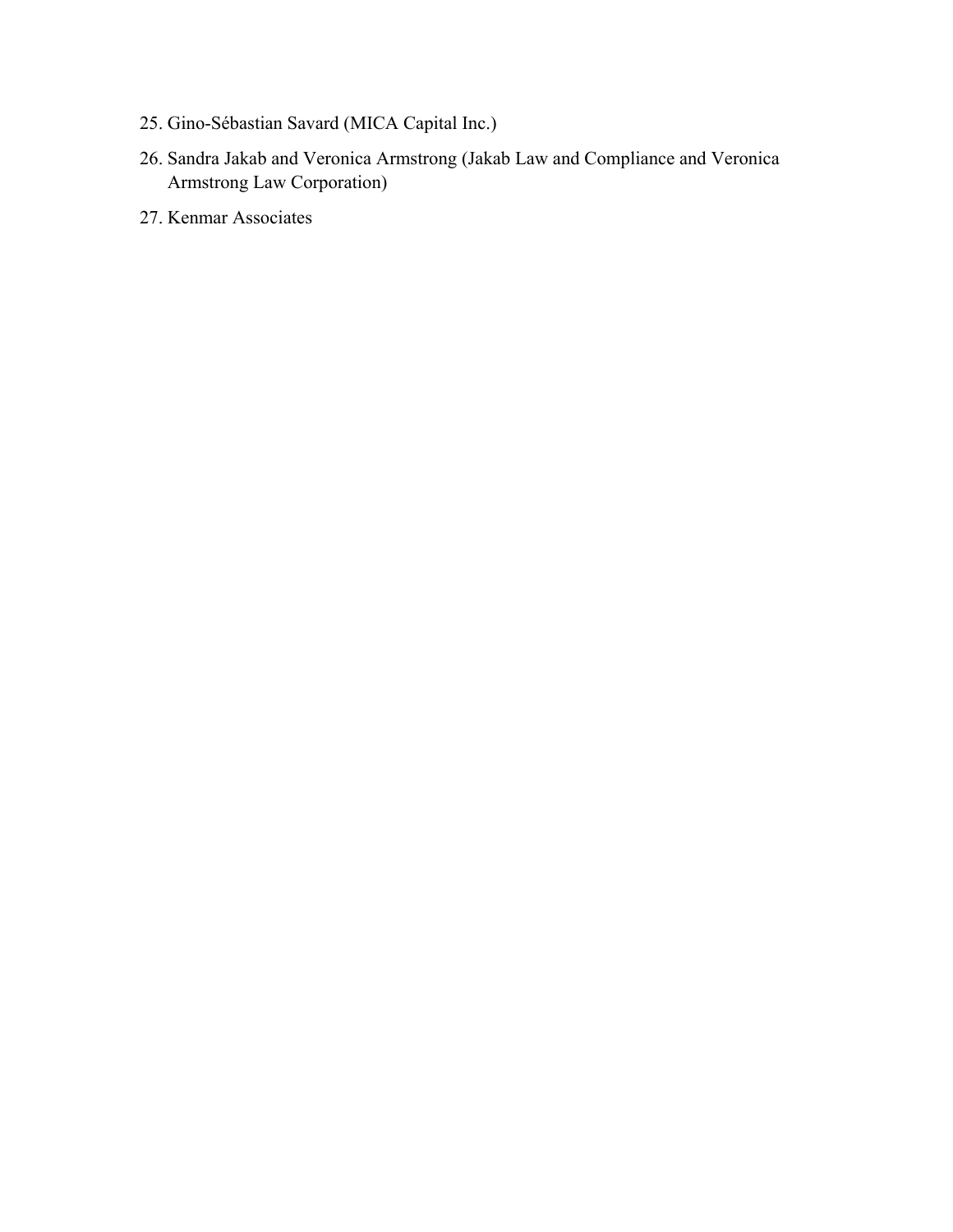25. Gino-Sébastian Savard (MICA Capital Inc.)
26. Sandra Jakab and Veronica Armstrong (Jakab Law and Compliance and Veronica Armstrong Law Corporation)
27. Kenmar Associates